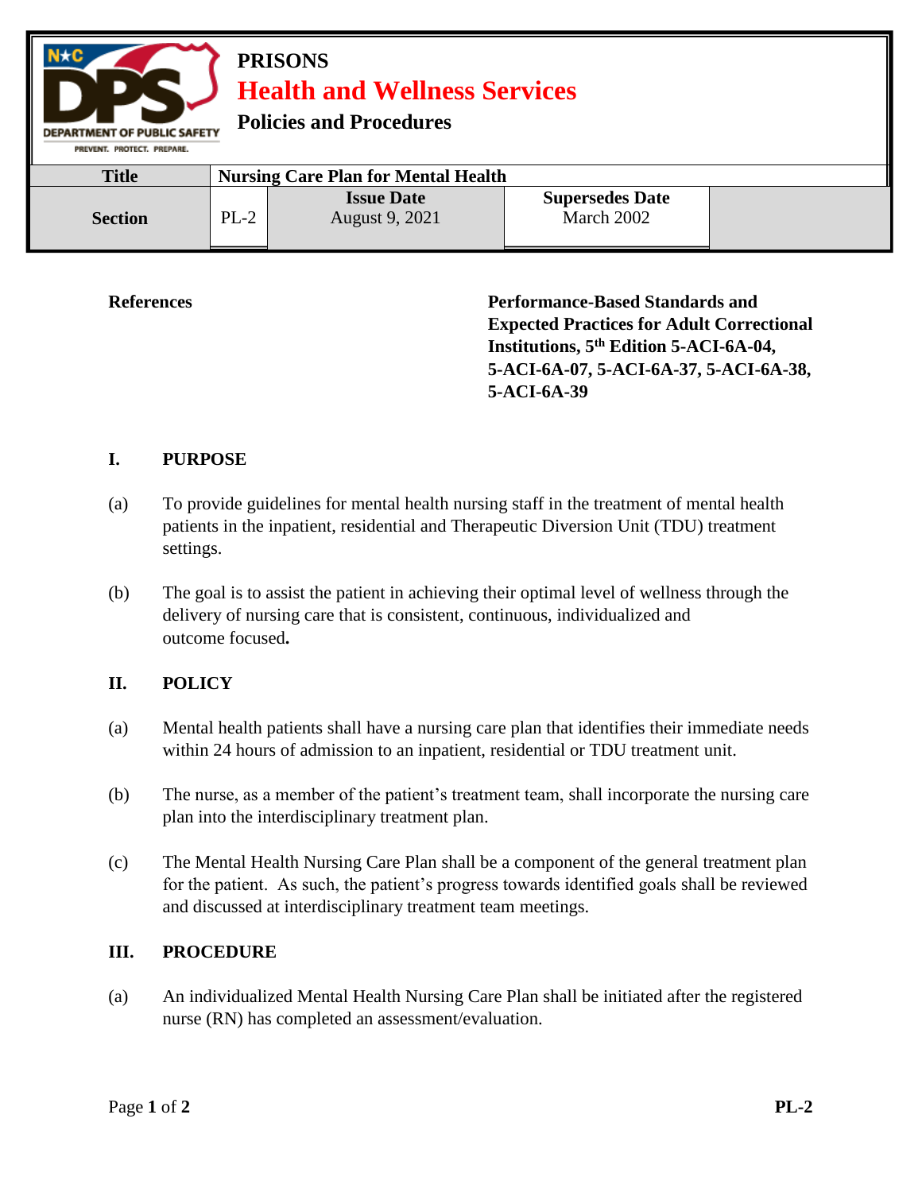**PRISONS**

**Health and Wellness Services**

**Policies and Procedures**

| | | | |
|---|---|---|---|
| **Title** | **Nursing Care Plan for Mental Health** | | |
| **Section** | PL-2 | **Issue Date** August 9, 2021 | **Supersedes Date** March 2002 |

**References**

**Performance-Based Standards and Expected Practices for Adult Correctional Institutions, 5th Edition 5-ACI-6A-04, 5-ACI-6A-07, 5-ACI-6A-37, 5-ACI-6A-38, 5-ACI-6A-39**

## I. PURPOSE

(a) To provide guidelines for mental health nursing staff in the treatment of mental health patients in the inpatient, residential and Therapeutic Diversion Unit (TDU) treatment settings.

(b) The goal is to assist the patient in achieving their optimal level of wellness through the delivery of nursing care that is consistent, continuous, individualized and outcome focused**.**

## II. POLICY

(a) Mental health patients shall have a nursing care plan that identifies their immediate needs within 24 hours of admission to an inpatient, residential or TDU treatment unit.

(b) The nurse, as a member of the patient's treatment team, shall incorporate the nursing care plan into the interdisciplinary treatment plan.

(c) The Mental Health Nursing Care Plan shall be a component of the general treatment plan for the patient. As such, the patient's progress towards identified goals shall be reviewed and discussed at interdisciplinary treatment team meetings.

## III. PROCEDURE

(a) An individualized Mental Health Nursing Care Plan shall be initiated after the registered nurse (RN) has completed an assessment/evaluation.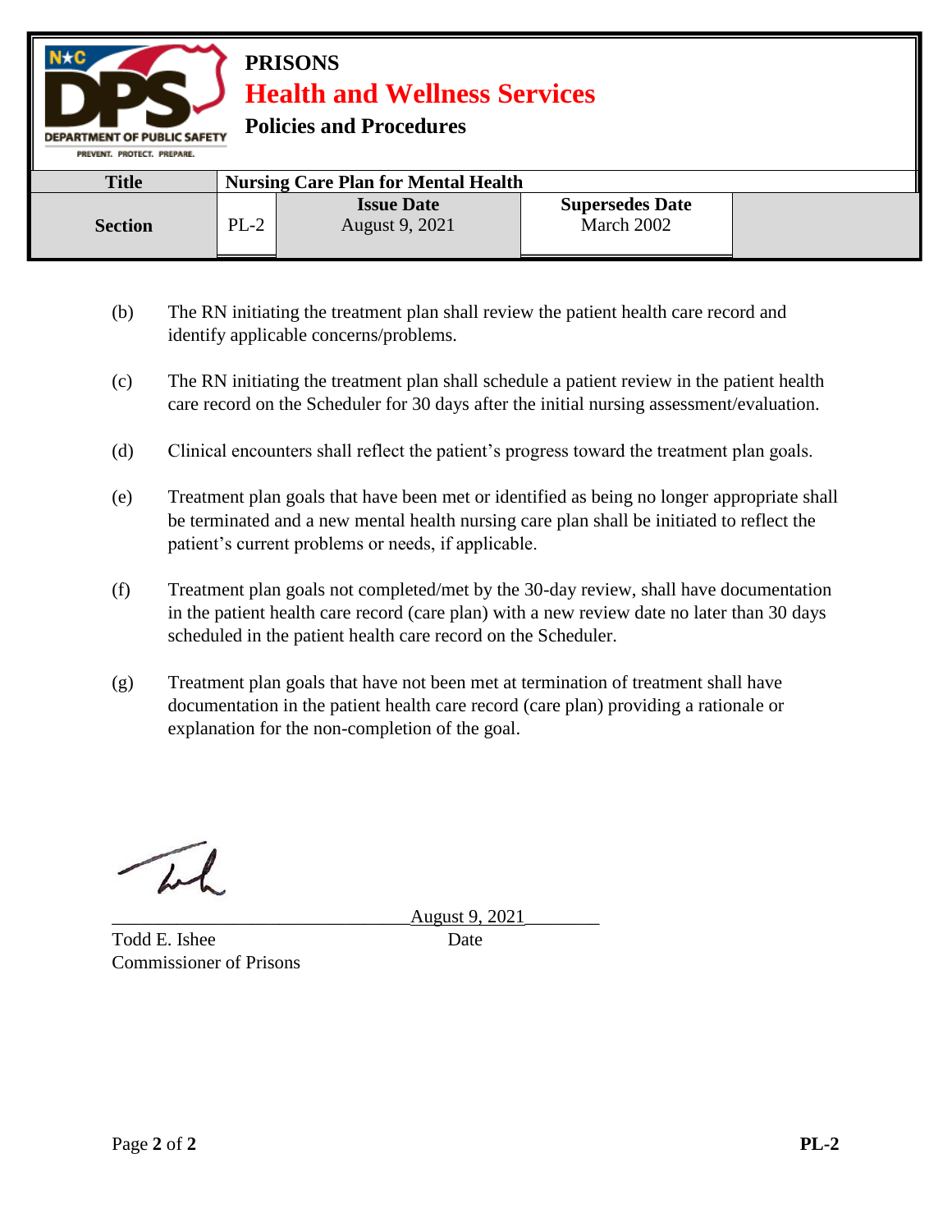| Title | Nursing Care Plan for Mental Health | | | |
|---|---|---|---|---|
| Section | PL-2 | **Issue Date** August 9, 2021 | **Supersedes Date** March 2002 | |

(b) The RN initiating the treatment plan shall review the patient health care record and identify applicable concerns/problems.

(c) The RN initiating the treatment plan shall schedule a patient review in the patient health care record on the Scheduler for 30 days after the initial nursing assessment/evaluation.

(d) Clinical encounters shall reflect the patient's progress toward the treatment plan goals.

(e) Treatment plan goals that have been met or identified as being no longer appropriate shall be terminated and a new mental health nursing care plan shall be initiated to reflect the patient's current problems or needs, if applicable.

(f) Treatment plan goals not completed/met by the 30-day review, shall have documentation in the patient health care record (care plan) with a new review date no later than 30 days scheduled in the patient health care record on the Scheduler.

(g) Treatment plan goals that have not been met at termination of treatment shall have documentation in the patient health care record (care plan) providing a rationale or explanation for the non-completion of the goal.

_______________________________ August 9, 2021

Todd E. Ishee — Date

Commissioner of Prisons